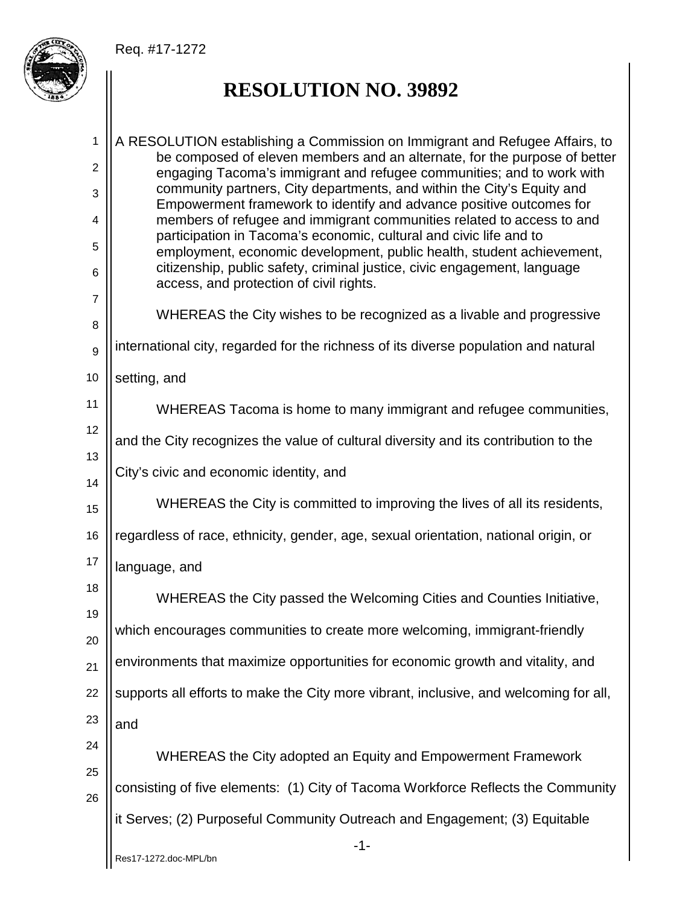Req. #17-1272

# RESOLUTION NO. 39892

A RESOLUTION establishing a Commission on Immigrant and Refugee Affairs, to be composed of eleven members and an alternate, for the purpose of better engaging Tacoma's immigrant and refugee communities; and to work with community partners, City departments, and within the City's Equity and Empowerment framework to identify and advance positive outcomes for members of refugee and immigrant communities related to access to and participation in Tacoma's economic, cultural and civic life and to employment, economic development, public health, student achievement, citizenship, public safety, criminal justice, civic engagement, language access, and protection of civil rights.

WHEREAS the City wishes to be recognized as a livable and progressive international city, regarded for the richness of its diverse population and natural setting, and

WHEREAS Tacoma is home to many immigrant and refugee communities, and the City recognizes the value of cultural diversity and its contribution to the City's civic and economic identity, and

WHEREAS the City is committed to improving the lives of all its residents, regardless of race, ethnicity, gender, age, sexual orientation, national origin, or language, and

WHEREAS the City passed the Welcoming Cities and Counties Initiative, which encourages communities to create more welcoming, immigrant-friendly environments that maximize opportunities for economic growth and vitality, and supports all efforts to make the City more vibrant, inclusive, and welcoming for all, and

WHEREAS the City adopted an Equity and Empowerment Framework consisting of five elements: (1) City of Tacoma Workforce Reflects the Community it Serves; (2) Purposeful Community Outreach and Engagement; (3) Equitable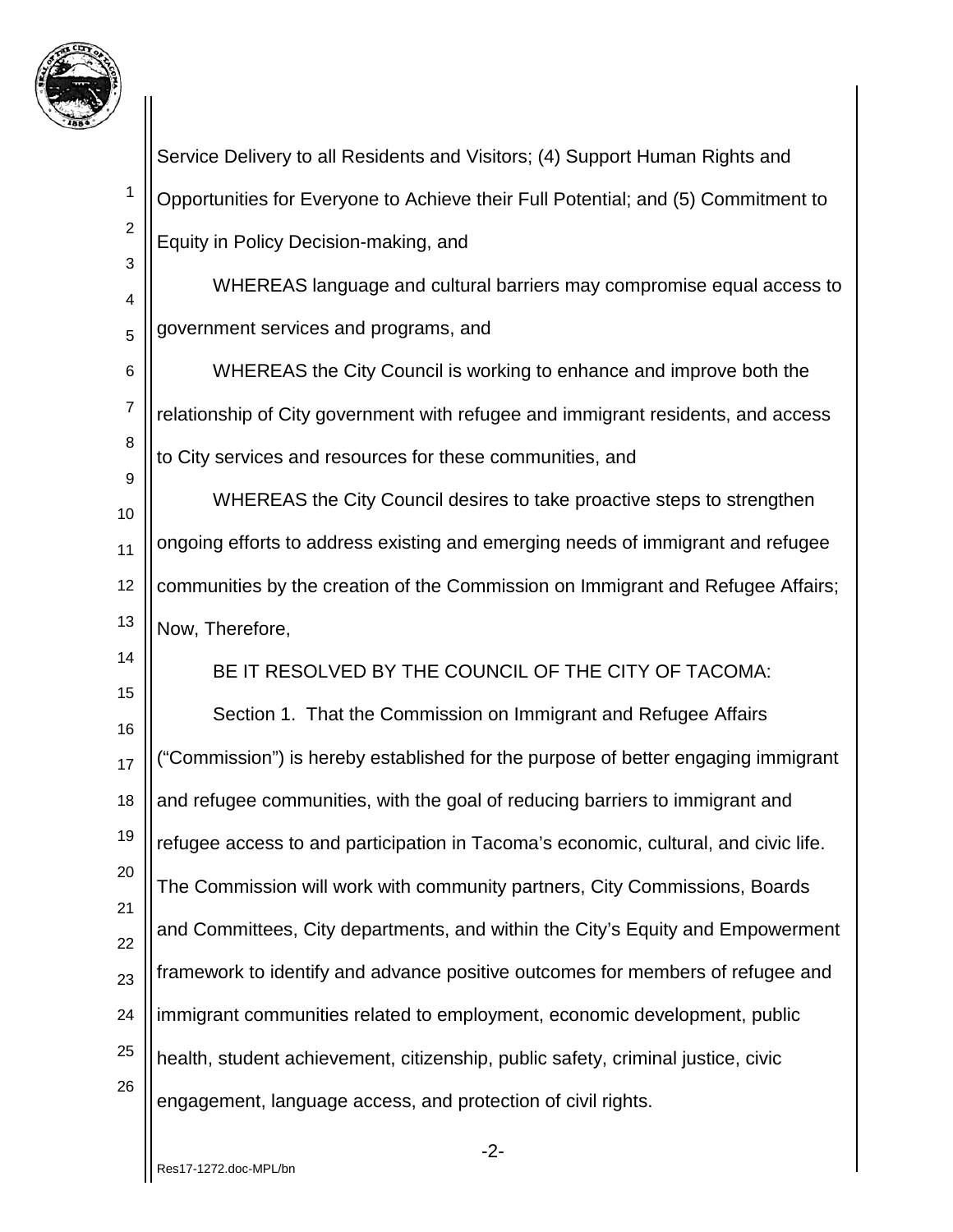Service Delivery to all Residents and Visitors; (4) Support Human Rights and Opportunities for Everyone to Achieve their Full Potential; and (5) Commitment to Equity in Policy Decision-making, and

WHEREAS language and cultural barriers may compromise equal access to government services and programs, and

WHEREAS the City Council is working to enhance and improve both the relationship of City government with refugee and immigrant residents, and access to City services and resources for these communities, and

WHEREAS the City Council desires to take proactive steps to strengthen ongoing efforts to address existing and emerging needs of immigrant and refugee communities by the creation of the Commission on Immigrant and Refugee Affairs; Now, Therefore,

BE IT RESOLVED BY THE COUNCIL OF THE CITY OF TACOMA:

Section 1. That the Commission on Immigrant and Refugee Affairs ("Commission") is hereby established for the purpose of better engaging immigrant and refugee communities, with the goal of reducing barriers to immigrant and refugee access to and participation in Tacoma's economic, cultural, and civic life. The Commission will work with community partners, City Commissions, Boards and Committees, City departments, and within the City's Equity and Empowerment framework to identify and advance positive outcomes for members of refugee and immigrant communities related to employment, economic development, public health, student achievement, citizenship, public safety, criminal justice, civic engagement, language access, and protection of civil rights.

Res17-1272.doc-MPL/bn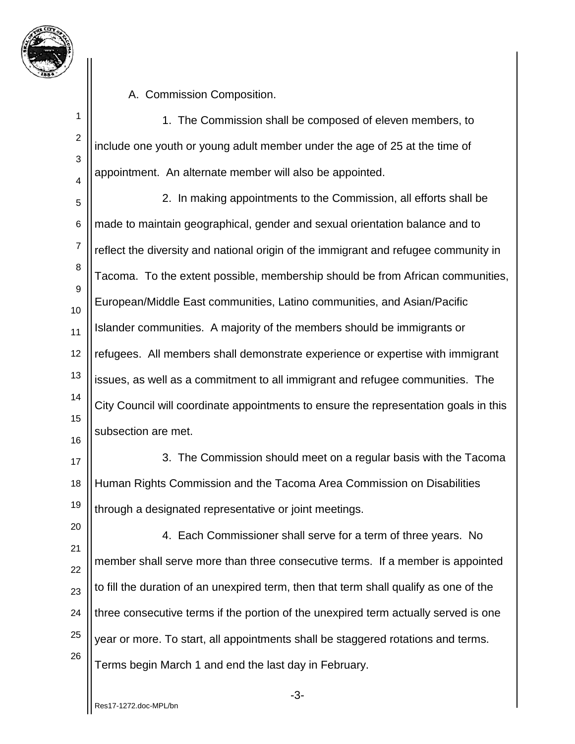A. Commission Composition.

1. The Commission shall be composed of eleven members, to include one youth or young adult member under the age of 25 at the time of appointment. An alternate member will also be appointed.

2. In making appointments to the Commission, all efforts shall be made to maintain geographical, gender and sexual orientation balance and to reflect the diversity and national origin of the immigrant and refugee community in Tacoma. To the extent possible, membership should be from African communities, European/Middle East communities, Latino communities, and Asian/Pacific Islander communities. A majority of the members should be immigrants or refugees. All members shall demonstrate experience or expertise with immigrant issues, as well as a commitment to all immigrant and refugee communities. The City Council will coordinate appointments to ensure the representation goals in this subsection are met.

3. The Commission should meet on a regular basis with the Tacoma Human Rights Commission and the Tacoma Area Commission on Disabilities through a designated representative or joint meetings.

4. Each Commissioner shall serve for a term of three years. No member shall serve more than three consecutive terms. If a member is appointed to fill the duration of an unexpired term, then that term shall qualify as one of the three consecutive terms if the portion of the unexpired term actually served is one year or more. To start, all appointments shall be staggered rotations and terms. Terms begin March 1 and end the last day in February.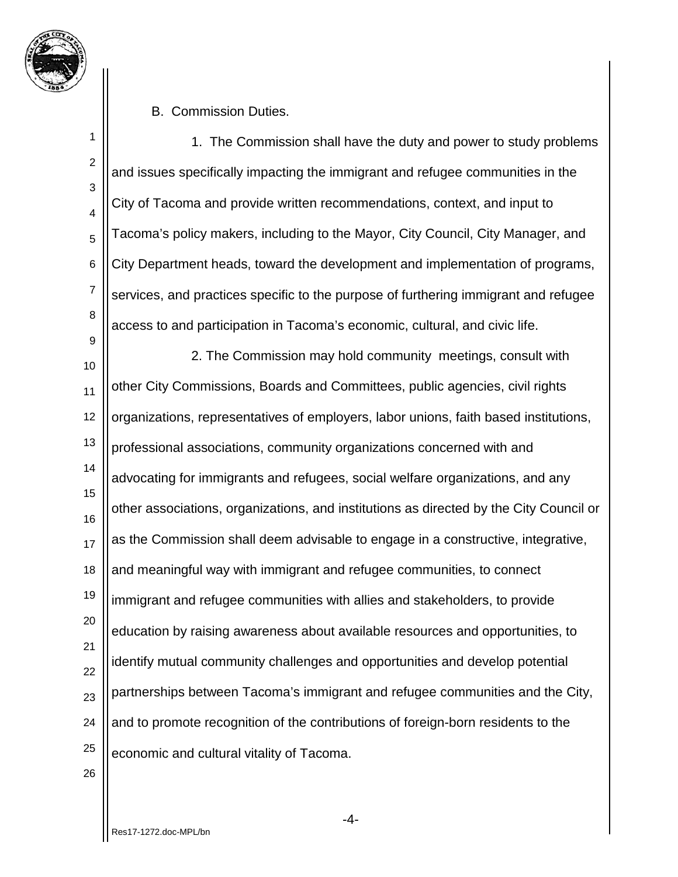B. Commission Duties.

1. The Commission shall have the duty and power to study problems and issues specifically impacting the immigrant and refugee communities in the City of Tacoma and provide written recommendations, context, and input to Tacoma's policy makers, including to the Mayor, City Council, City Manager, and City Department heads, toward the development and implementation of programs, services, and practices specific to the purpose of furthering immigrant and refugee access to and participation in Tacoma's economic, cultural, and civic life.

2. The Commission may hold community meetings, consult with other City Commissions, Boards and Committees, public agencies, civil rights organizations, representatives of employers, labor unions, faith based institutions, professional associations, community organizations concerned with and advocating for immigrants and refugees, social welfare organizations, and any other associations, organizations, and institutions as directed by the City Council or as the Commission shall deem advisable to engage in a constructive, integrative, and meaningful way with immigrant and refugee communities, to connect immigrant and refugee communities with allies and stakeholders, to provide education by raising awareness about available resources and opportunities, to identify mutual community challenges and opportunities and develop potential partnerships between Tacoma's immigrant and refugee communities and the City, and to promote recognition of the contributions of foreign-born residents to the economic and cultural vitality of Tacoma.

Res17-1272.doc-MPL/bn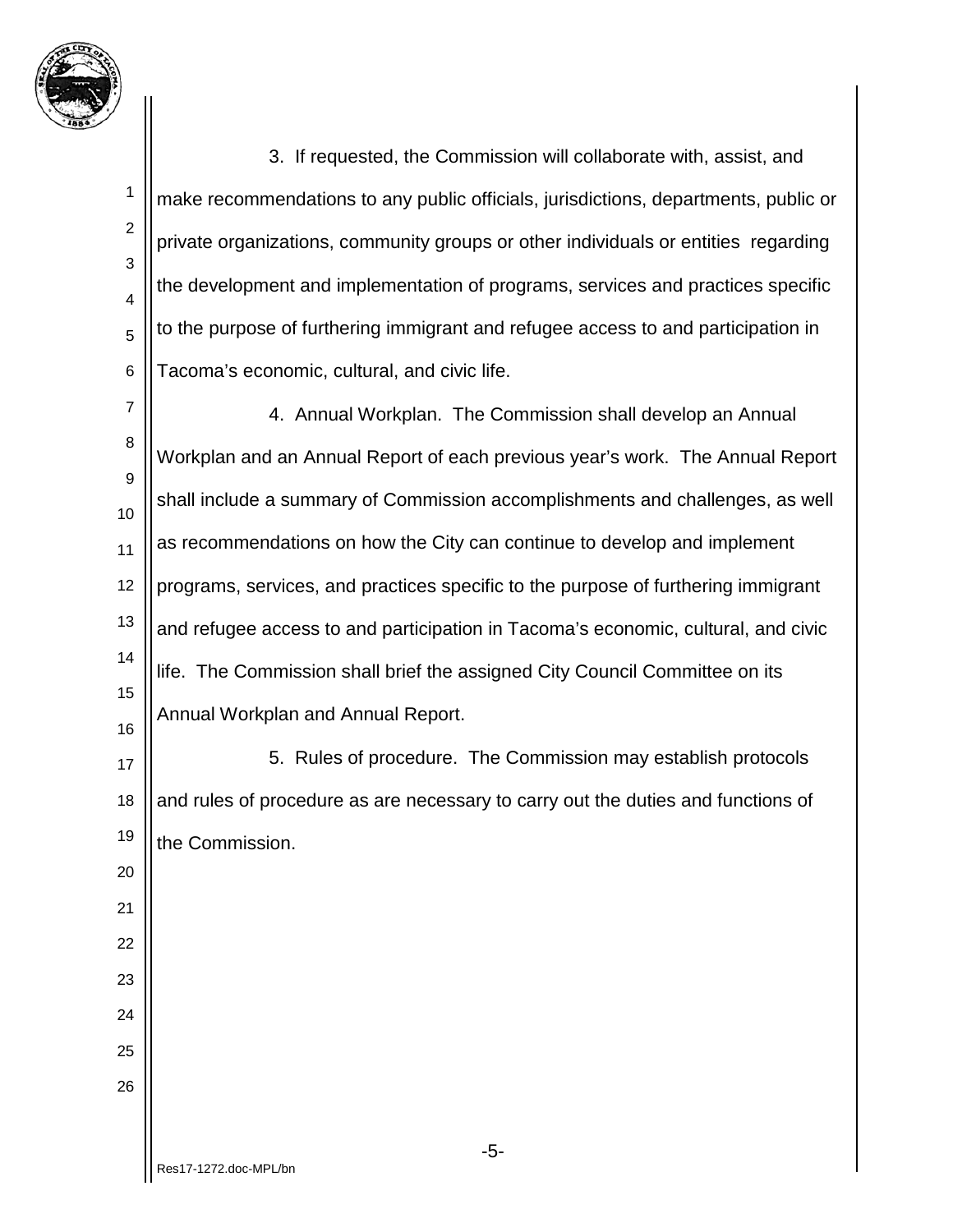3. If requested, the Commission will collaborate with, assist, and make recommendations to any public officials, jurisdictions, departments, public or private organizations, community groups or other individuals or entities regarding the development and implementation of programs, services and practices specific to the purpose of furthering immigrant and refugee access to and participation in Tacoma's economic, cultural, and civic life.

4. Annual Workplan. The Commission shall develop an Annual Workplan and an Annual Report of each previous year's work. The Annual Report shall include a summary of Commission accomplishments and challenges, as well as recommendations on how the City can continue to develop and implement programs, services, and practices specific to the purpose of furthering immigrant and refugee access to and participation in Tacoma's economic, cultural, and civic life. The Commission shall brief the assigned City Council Committee on its Annual Workplan and Annual Report.

5. Rules of procedure. The Commission may establish protocols and rules of procedure as are necessary to carry out the duties and functions of the Commission.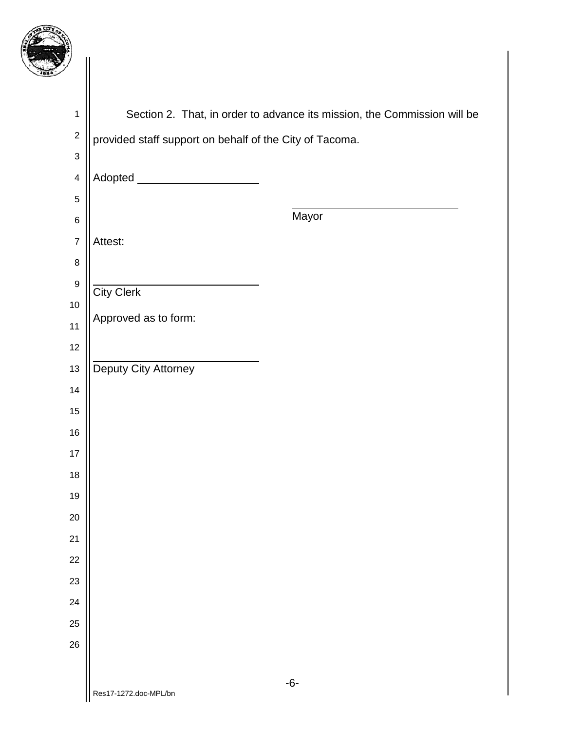Section 2. That, in order to advance its mission, the Commission will be provided staff support on behalf of the City of Tacoma.

Adopted \_\_\_\_\_\_\_\_\_\_\_\_\_\_\_\_\_\_\_\_

\_\_\_\_\_\_\_\_\_\_\_\_\_\_\_\_\_\_\_\_\_\_\_\_\_\_\_\_
Mayor

Attest:

\_\_\_\_\_\_\_\_\_\_\_\_\_\_\_\_\_\_\_\_\_\_\_\_\_\_\_\_
City Clerk

Approved as to form:

\_\_\_\_\_\_\_\_\_\_\_\_\_\_\_\_\_\_\_\_\_\_\_\_\_\_\_\_
Deputy City Attorney

Res17-1272.doc-MPL/bn